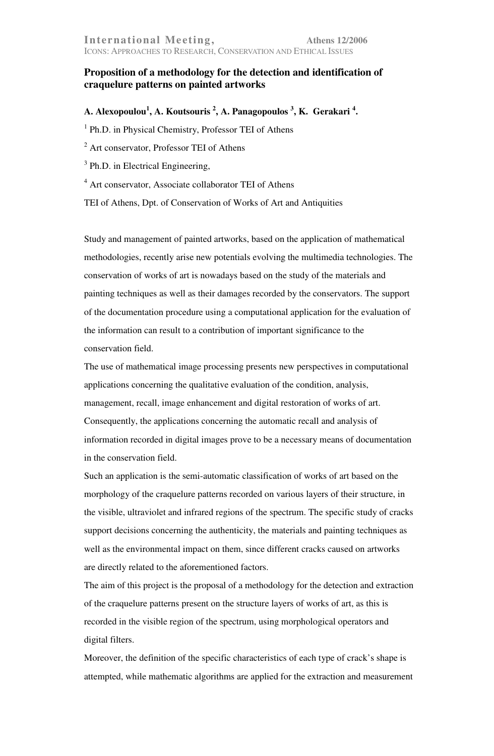International Meeting, Athens 12/2006
ICONS: APPROACHES TO RESEARCH, CONSERVATION AND ETHICAL ISSUES

# Proposition of a methodology for the detection and identification of craquelure patterns on painted artworks

**A. Alexopoulou[1], A. Koutsouris [2], A. Panagopoulos [3], K. Gerakari [4].**

[1] Ph.D. in Physical Chemistry, Professor TEI of Athens

[2] Art conservator, Professor TEI of Athens

[3] Ph.D. in Electrical Engineering,

[4] Art conservator, Associate collaborator TEI of Athens

TEI of Athens, Dpt. of Conservation of Works of Art and Antiquities

Study and management of painted artworks, based on the application of mathematical methodologies, recently arise new potentials evolving the multimedia technologies. The conservation of works of art is nowadays based on the study of the materials and painting techniques as well as their damages recorded by the conservators. The support of the documentation procedure using a computational application for the evaluation of the information can result to a contribution of important significance to the conservation field.

The use of mathematical image processing presents new perspectives in computational applications concerning the qualitative evaluation of the condition, analysis, management, recall, image enhancement and digital restoration of works of art. Consequently, the applications concerning the automatic recall and analysis of information recorded in digital images prove to be a necessary means of documentation in the conservation field.

Such an application is the semi-automatic classification of works of art based on the morphology of the craquelure patterns recorded on various layers of their structure, in the visible, ultraviolet and infrared regions of the spectrum. The specific study of cracks support decisions concerning the authenticity, the materials and painting techniques as well as the environmental impact on them, since different cracks caused on artworks are directly related to the aforementioned factors.

The aim of this project is the proposal of a methodology for the detection and extraction of the craquelure patterns present on the structure layers of works of art, as this is recorded in the visible region of the spectrum, using morphological operators and digital filters.

Moreover, the definition of the specific characteristics of each type of crack's shape is attempted, while mathematic algorithms are applied for the extraction and measurement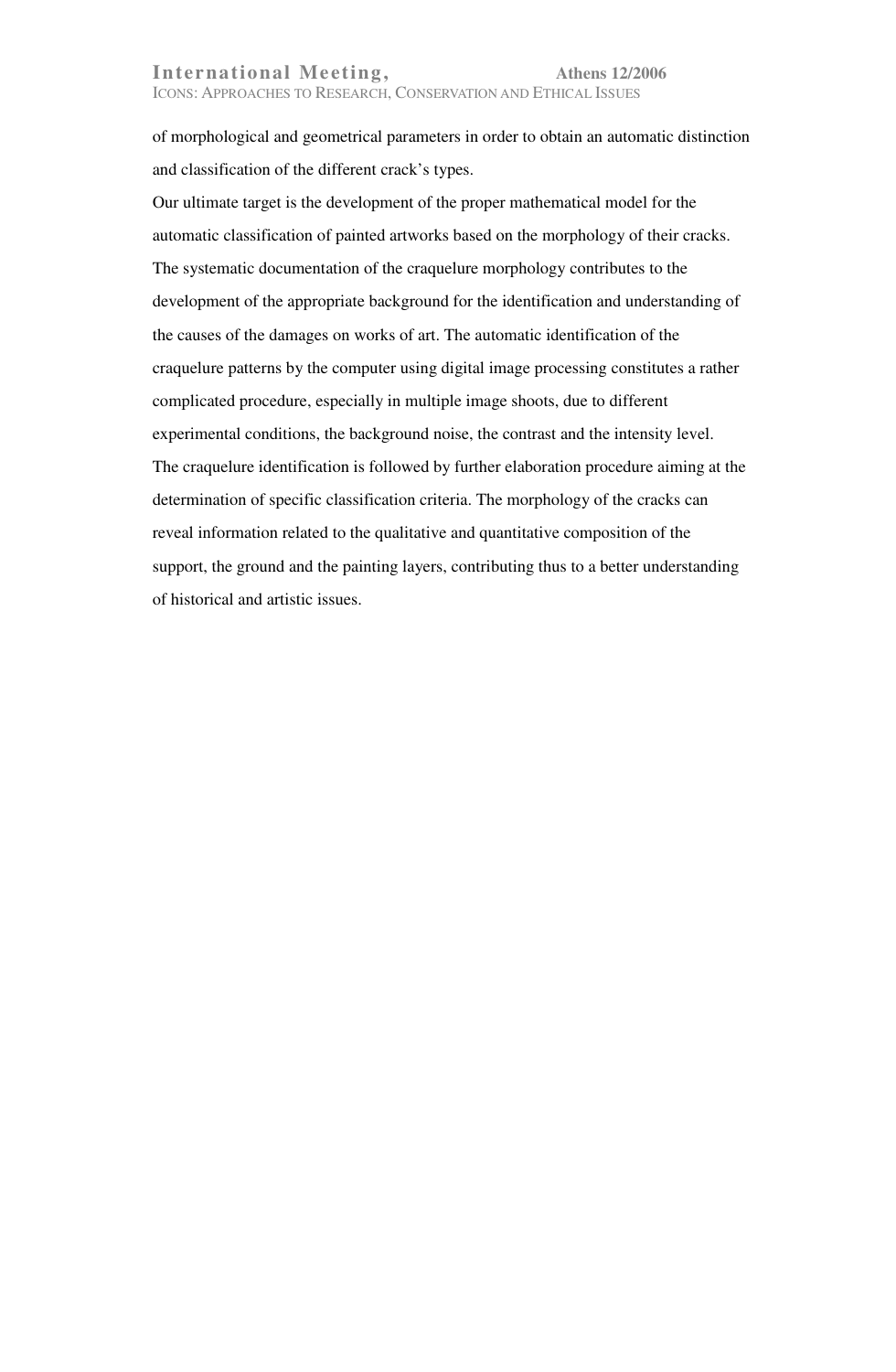of morphological and geometrical parameters in order to obtain an automatic distinction and classification of the different crack's types.

Our ultimate target is the development of the proper mathematical model for the automatic classification of painted artworks based on the morphology of their cracks. The systematic documentation of the craquelure morphology contributes to the development of the appropriate background for the identification and understanding of the causes of the damages on works of art. The automatic identification of the craquelure patterns by the computer using digital image processing constitutes a rather complicated procedure, especially in multiple image shoots, due to different experimental conditions, the background noise, the contrast and the intensity level. The craquelure identification is followed by further elaboration procedure aiming at the determination of specific classification criteria. The morphology of the cracks can reveal information related to the qualitative and quantitative composition of the support, the ground and the painting layers, contributing thus to a better understanding of historical and artistic issues.